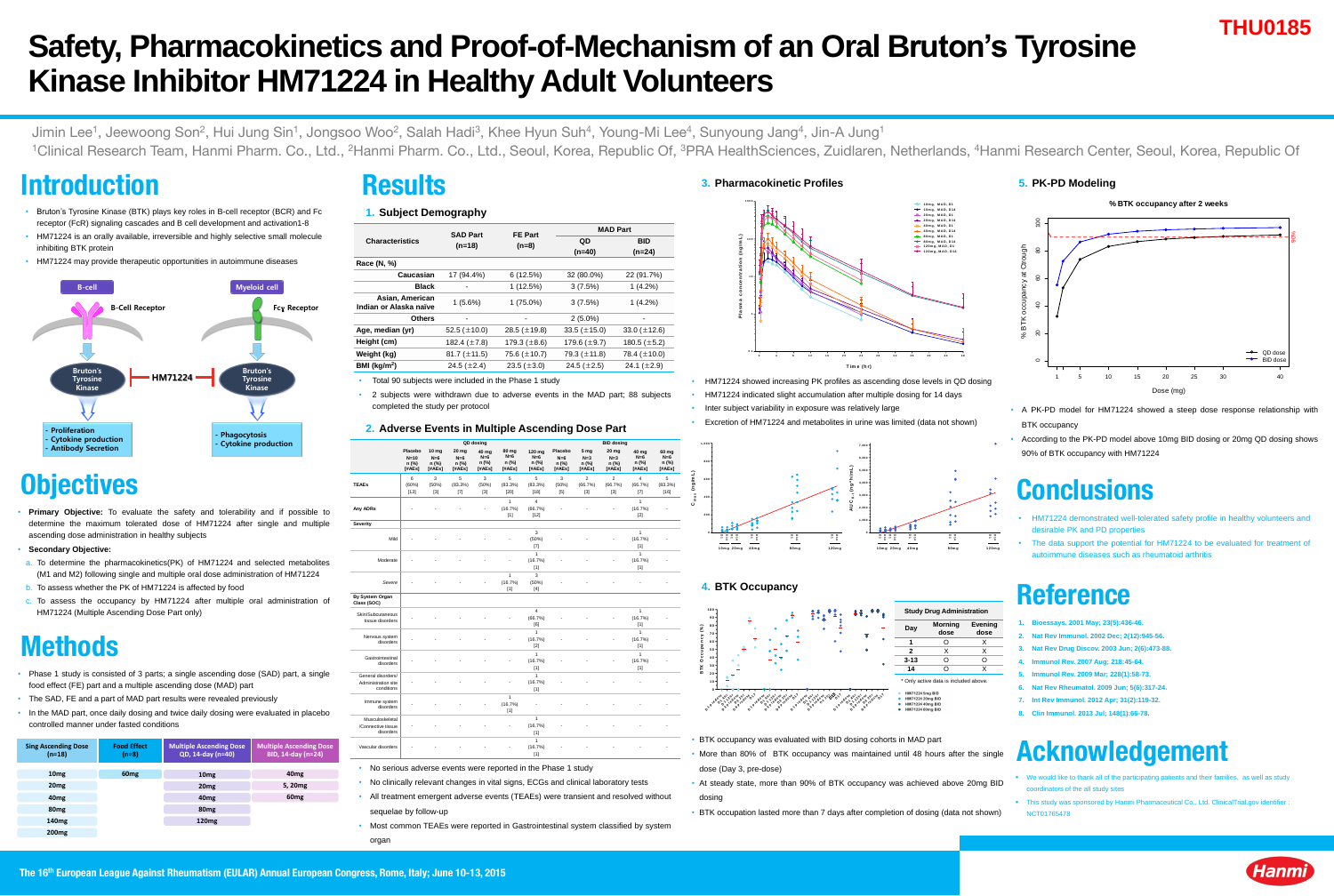# Safety, Pharmacokinetics and Proof-of-Mechanism of an Oral Bruton's Tyrosine Kinase Inhibitor HM71224 in Healthy Adult Volunteers

THU0185

Jimin Lee[1], Jeewoong Son[2], Hui Jung Sin[1], Jongsoo Woo[2], Salah Hadi[3], Khee Hyun Suh[4], Young-Mi Lee[4], Sunyoung Jang[4], Jin-A Jung[1]

[1]Clinical Research Team, Hanmi Pharm. Co., Ltd., [2]Hanmi Pharm. Co., Ltd., Seoul, Korea, Republic Of, [3]PRA HealthSciences, Zuidlaren, Netherlands, [4]Hanmi Research Center, Seoul, Korea, Republic Of

## Introduction

- Bruton's Tyrosine Kinase (BTK) plays key roles in B-cell receptor (BCR) and Fc receptor (FcR) signaling cascades and B cell development and activation1-8
- HM71224 is an orally available, irreversible and highly selective small molecule inhibiting BTK protein
- HM71224 may provide therapeutic opportunities in autoimmune diseases

B-cell: B-Cell Receptor → Bruton's Tyrosine Kinase → Proliferation, Cytokine production, Antibody Secretion

Myeloid cell: Fcγ Receptor → Bruton's Tyrosine Kinase → Phagocytosis, Cytokine production

HM71224 inhibits Bruton's Tyrosine Kinase in both cell types.

## Objectives

- **Primary Objective:** To evaluate the safety and tolerability and if possible to determine the maximum tolerated dose of HM71224 after single and multiple ascending dose administration in healthy subjects
- **Secondary Objective:**
  a. To determine the pharmacokinetics(PK) of HM71224 and selected metabolites (M1 and M2) following single and multiple oral dose administration of HM71224
  b. To assess whether the PK of HM71224 is affected by food
  c. To assess the occupancy by HM71224 after multiple oral administration of HM71224 (Multiple Ascending Dose Part only)

## Methods

- Phase 1 study is consisted of 3 parts; a single ascending dose (SAD) part, a single food effect (FE) part and a multiple ascending dose (MAD) part
- The SAD, FE and a part of MAD part results were revealed previously
- In the MAD part, once daily dosing and twice daily dosing were evaluated in placebo controlled manner under fasted conditions

| Sing Ascending Dose (n=18) | Food Effect (n=8) | Multiple Ascending Dose QD, 14-day (n=40) | Multiple Ascending Dose BID, 14-day (n=24) |
|---|---|---|---|
| 10mg | 60mg | 10mg | 40mg |
| 20mg | | 20mg | 5, 20mg |
| 40mg | | 40mg | 60mg |
| 80mg | | 80mg | |
| 140mg | | 120mg | |
| 200mg | | | |

## Results

### 1. Subject Demography

| Characteristics | SAD Part (n=18) | FE Part (n=8) | MAD Part QD (n=40) | MAD Part BID (n=24) |
|---|---|---|---|---|
| **Race (N, %)** | | | | |
| Caucasian | 17 (94.4%) | 6 (12.5%) | 32 (80.0%) | 22 (91.7%) |
| Black | - | 1 (12.5%) | 3 (7.5%) | 1 (4.2%) |
| Asian, American Indian or Alaska naive | 1 (5.6%) | 1 (75.0%) | 3 (7.5%) | 1 (4.2%) |
| Others | - | - | 2 (5.0%) | - |
| **Age, median (yr)** | 52.5 (±10.0) | 28.5 (±19.8) | 33.5 (±15.0) | 33.0 (±12.6) |
| **Height (cm)** | 182.4 (±7.8) | 179.3 (±8.6) | 179.6 (±9.7) | 180.5 (±5.2) |
| **Weight (kg)** | 81.7 (±11.5) | 75.6 (±10.7) | 79.3 (±11.8) | 78.4 (±10.0) |
| **BMI (kg/m²)** | 24.5 (±2.4) | 23.5 (±3.0) | 24.5 (±2.5) | 24.1 (±2.9) |

- Total 90 subjects were included in the Phase 1 study
- 2 subjects were withdrawn due to adverse events in the MAD part; 88 subjects completed the study per protocol

### 2. Adverse Events in Multiple Ascending Dose Part

| | QD: Placebo N=10 n (%) [#AEs] | QD: 10 mg N=6 n (%) [#AEs] | QD: 20 mg N=6 n (%) [#AEs] | QD: 40 mg N=6 n (%) [#AEs] | QD: 80 mg N=6 n (%) [#AEs] | QD: 120 mg N=6 n (%) [#AEs] | BID: Placebo N=6 n (%) [#AEs] | BID: 5 mg N=3 n (%) [#AEs] | BID: 20 mg N=3 n (%) [#AEs] | BID: 40 mg N=6 n (%) [#AEs] | BID: 60 mg N=6 n (%) [#AEs] |
|---|---|---|---|---|---|---|---|---|---|---|---|
| TEAEs | 6 (60%) [13] | 3 (50%) [3] | 5 (83.3%) [7] | 3 (50%) [3] | 5 (83.3%) [20] | 5 (83.3%) [18] | 3 (50%) [5] | 2 (66.7%) [3] | 2 (66.7%) [3] | 4 (66.7%) [7] | 5 (83.3%) [10] |
| Any ADRs | - | - | - | - | 1 (16.7%) [1] | 4 (66.7%) [12] | - | - | - | 1 (16.7%) [2] | - |
| **Severity** | | | | | | | | | | | |
| Mild | - | - | - | - | - | 3 (50%) [7] | - | - | - | 1 (16.7%) [1] | - |
| Moderate | - | - | - | - | - | 1 (16.7%) [1] | - | - | - | 1 (16.7%) [1] | - |
| Severe | - | - | - | - | 1 (16.7%) [1] | 3 (50%) [4] | - | - | - | - | - |
| **By System Organ Class (SOC)** | | | | | | | | | | | |
| Skin/Subcutaneous tissue disorders | - | - | - | - | - | 4 (66.7%) [6] | - | - | - | 1 (16.7%) [1] | - |
| Nervous system disorders | - | - | - | - | - | 1 (16.7%) [2] | - | - | - | 1 (16.7%) [1] | - |
| Gastrointestinal disorders | - | - | - | - | - | 1 (16.7%) [1] | - | - | - | 1 (16.7%) [1] | - |
| General disorders/ Administration site conditions | - | - | - | - | - | 1 (16.7%) [1] | - | - | - | - | - |
| Immune system disorders | - | - | - | - | 1 (16.7%) [1] | - | - | - | - | - | - |
| Musculoskeletal /Connective tissue disorders | - | - | - | - | - | 1 (16.7%) [1] | - | - | - | - | - |
| Vascular disorders | - | - | - | - | - | 1 (16.7%) [1] | - | - | - | - | - |

- No serious adverse events were reported in the Phase 1 study
- No clinically relevant changes in vital signs, ECGs and clinical laboratory tests
- All treatment emergent adverse events (TEAEs) were transient and resolved without sequelae by follow-up
- Most common TEAEs were reported in Gastrointestinal system classified by system organ

### 3. Pharmacokinetic Profiles

- HM71224 showed increasing PK profiles as ascending dose levels in QD dosing
- HM71224 indicated slight accumulation after multiple dosing for 14 days
- Inter subject variability in exposure was relatively large
- Excretion of HM71224 and metabolites in urine was limited (data not shown)

### 4. BTK Occupancy

| Study Drug Administration Day | Morning dose | Evening dose |
|---|---|---|
| 1 | O | X |
| 2 | X | X |
| 3-13 | O | O |
| 14 | O | X |

\* Only active data is included above.

- BTK occupancy was evaluated with BID dosing cohorts in MAD part
- More than 80% of BTK occupancy was maintained until 48 hours after the single dose (Day 3, pre-dose)
- At steady state, more than 90% of BTK occupancy was achieved above 20mg BID dosing
- BTK occupation lasted more than 7 days after completion of dosing (data not shown)

### 5. PK-PD Modeling

- A PK-PD model for HM71224 showed a steep dose response relationship with BTK occupancy
- According to the PK-PD model above 10mg BID dosing or 20mg QD dosing shows 90% of BTK occupancy with HM71224

## Conclusions

- HM71224 demonstrated well-tolerated safety profile in healthy volunteers and desirable PK and PD properties
- The data support the potential for HM71224 to be evaluated for treatment of autoimmune diseases such as rheumatoid arthritis

## Reference

1. Bioessays. 2001 May; 23(5):436-46.
2. Nat Rev Immunol. 2002 Dec; 2(12):945-56.
3. Nat Rev Drug Discov. 2003 Jun; 2(6):473-88.
4. Immunol Rev. 2007 Aug; 218:45-64.
5. Immunol Rev. 2009 Mar; 228(1):58-73.
6. Nat Rev Rheumatol. 2009 Jun; 5(6):317-24.
7. Int Rev Immunol. 2012 Apr; 31(2):119-32.
8. Clin Immunol. 2013 Jul; 148(1):66-78.

## Acknowledgement

- We would like to thank all of the participating patients and their families, as well as study coordinators of the all study sites
- This study was sponsored by Hanmi Pharmaceutical Co., Ltd. ClinicalTrial.gov identifier : NCT01765478

The 16th European League Against Rheumatism (EULAR) Annual European Congress, Rome, Italy; June 10-13, 2015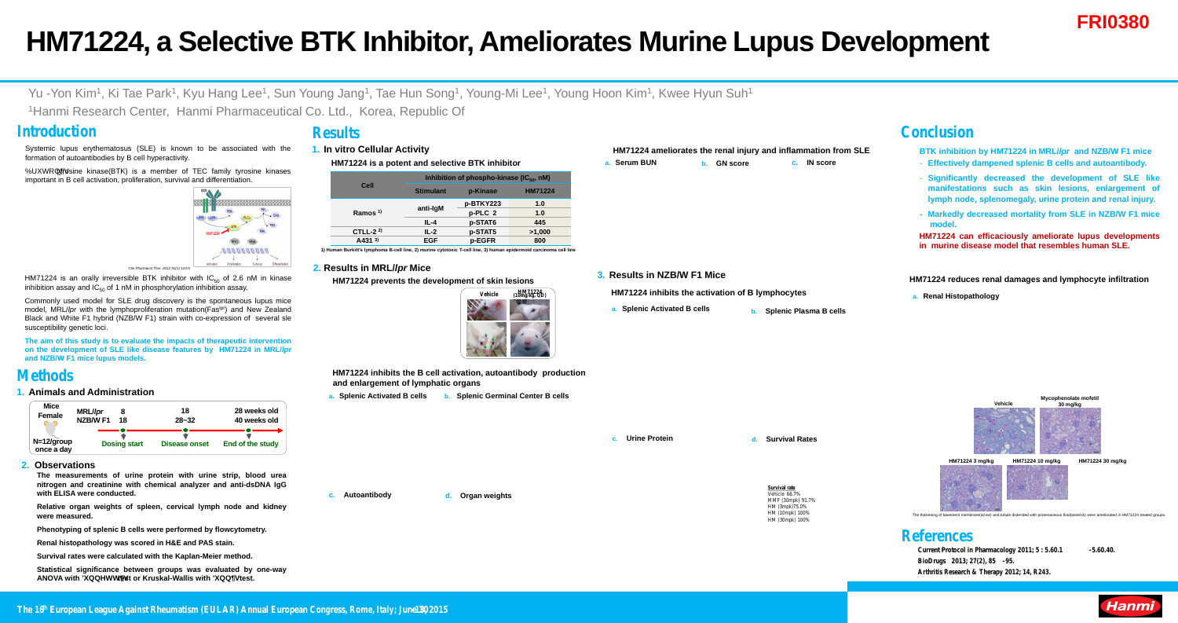# HM71224, a Selective BTK Inhibitor, Ameliorates Murine Lupus Development

FRI0380

Yu -Yon Kim[1], Ki Tae Park[1], Kyu Hang Lee[1], Sun Young Jang[1], Tae Hun Song[1], Young-Mi Lee[1], Young Hoon Kim[1], Kwee Hyun Suh[1]

[1]Hanmi Research Center, Hanmi Pharmaceutical Co. Ltd., Korea, Republic Of

## Introduction

Systemic lupus erythematosus (SLE) is known to be associated with the formation of autoantibodies by B cell hyperactivity.

%UXWRQ¶Vtyrosine kinase(BTK) is a member of TEC family tyrosine kinases important in B cell activation, proliferation, survival and differentiation.

Clin Pharmacol Ther. 2012 91(1):143-9

HM71224 is an orally irreversible BTK inhibitor with $IC_{50}$ of 2.6 nM in kinase inhibition assay and $IC_{50}$ of 1 nM in phosphorylation inhibition assay.

Commonly used model for SLE drug discovery is the spontaneous lupus mice model, MRL/*lpr* with the lymphoproliferation mutation($Fas^{lpr}$) and New Zealand Black and White F1 hybrid (NZB/W F1) strain with co-expression of several sle susceptibility genetic loci.

**The aim of this study is to evaluate the impacts of therapeutic intervention on the development of SLE like disease features by HM71224 in MRL/*lpr* and NZB/W F1 mice lupus models.**

## Methods

### 1. Animals and Administration

Mice Female

N=12/group once a day

MRL/*lpr* 8 18 28 weeks old

NZB/W F1 18 28~32 40 weeks old

Dosing start — Disease onset — End of the study

### 2. Observations

**The measurements of urine protein with urine strip, blood urea nitrogen and creatinine with chemical analyzer and anti-dsDNA IgG with ELISA were conducted.**

**Relative organ weights of spleen, cervical lymph node and kidney were measured.**

**Phenotyping of splenic B cells were performed by flowcytometry.**

**Renal histopathology was scored in H&E and PAS stain.**

**Survival rates were calculated with the Kaplan-Meier method.**

**Statistical significance between groups was evaluated by one-way ANOVA with 'XQQHWW¶Vtest or Kruskal-Wallis with 'XQQ¶Vtest.**

## Results

### 1. In vitro Cellular Activity

**HM71224 is a potent and selective BTK inhibitor**

| Cell | Inhibition of phospho-kinase ($IC_{50}$, nM) | | |
|---|---|---|---|
| | Stimulant | p-Kinase | HM71224 |
| Ramos [1)] | anti-IgM | p-BTKY223 | 1.0 |
| | | p-PLC 2 | 1.0 |
| | IL-4 | p-STAT6 | 445 |
| CTLL-2 [2)] | IL-2 | p-STAT5 | >1,000 |
| A431 [3)] | EGF | p-EGFR | 800 |

1) Human Burkitt's lymphoma B-cell line, 2) murine cytotoxic T-cell line, 3) human epidermoid carcinoma cell line

### 2. Results in MRL/*lpr* Mice

**HM71224 prevents the development of skin lesions**

Vehicle

HM71224 (10mg/kg, QD)

**HM71224 inhibits the B cell activation, autoantibody production and enlargement of lymphatic organs**

a. Splenic Activated B cells

b. Splenic Germinal Center B cells

c. Autoantibody

d. Organ weights

**HM71224 ameliorates the renal injury and inflammation from SLE**

a. Serum BUN

b. GN score

c. IN score

### 3. Results in NZB/W F1 Mice

**HM71224 inhibits the activation of B lymphocytes**

a. Splenic Activated B cells

b. Splenic Plasma B cells

c. Urine Protein

d. Survival Rates

Survival rate
Vehicle 66.7%
MMF (30mpk) 91.7%
HM (3mpk)75.0%
HM (10mpk) 100%
HM (30mpk) 100%

**HM71224 reduces renal damages and lymphocyte infiltration**

a. Renal Histopathology

Vehicle

Mycophenolate mofetil 30 mg/kg

HM71224 3 mg/kg

HM71224 10 mg/kg

HM71224 30 mg/kg

The thickening of basement membrane(arrow) and tubule distended with proteinaceous fluid(asterisk) were ameliorated in HM71224 treated groups.

## Conclusion

**BTK inhibition by HM71224 in MRL/*lpr* and NZB/W F1 mice**

- **Effectively dampened splenic B cells and autoantibody.**
- **Significantly decreased the development of SLE like manifestations such as skin lesions, enlargement of lymph node, splenomegaly, urine protein and renal injury.**
- **Markedly decreased mortality from SLE in NZB/W F1 mice model.**

**HM71224 can efficaciously ameliorate lupus developments in murine disease model that resembles human SLE.**

## References

Current Protocol in Pharmacology 2011; 5 : 5.60.1 -5.60.40.

BioDrugs 2013; 27(2), 85 -95.

Arthritis Research & Therapy 2012; 14, R243.

The 16th European League Against Rheumatism (EULAR) Annual European Congress, Rome, Italy; June 13, 2015